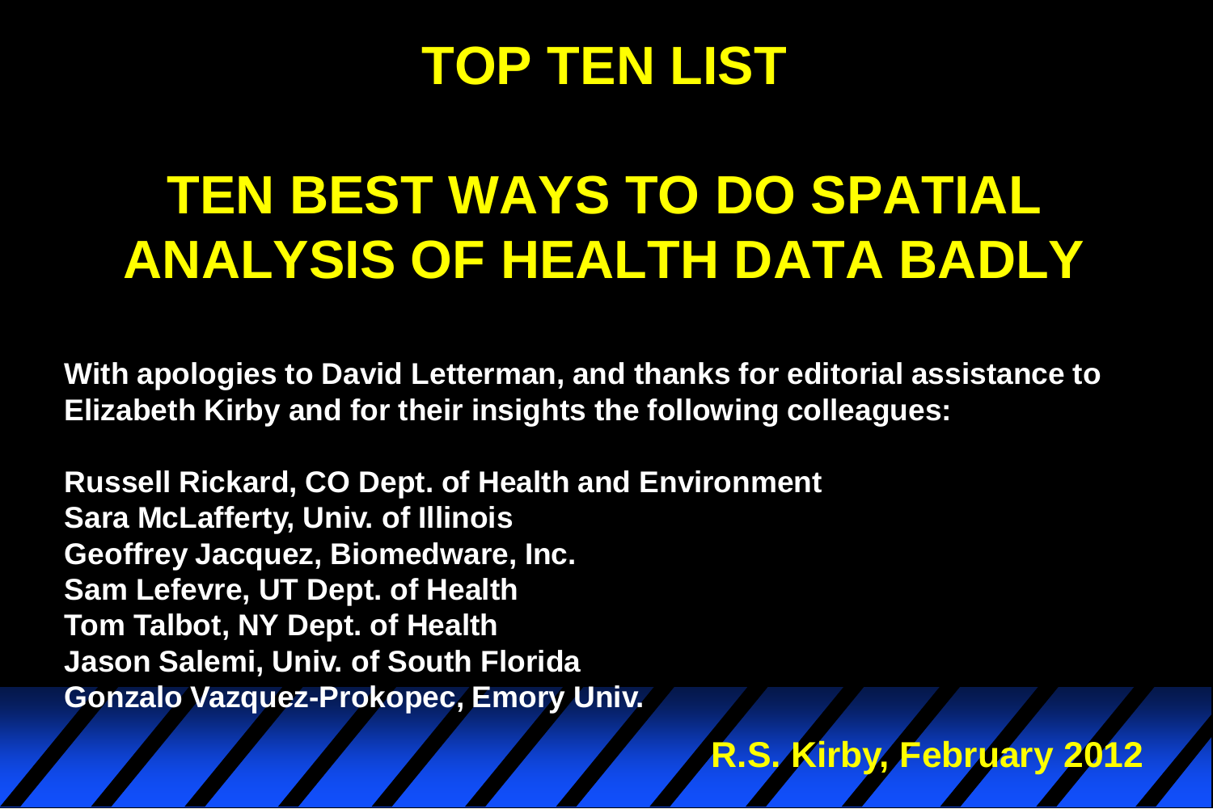# TOP TEN LIST

## TEN BEST WAYS TO DO SPATIAL ANALYSIS OF HEALTH DATA BADLY

**With apologies to David Letterman, and thanks for editorial assistance to Elizabeth Kirby and for their insights the following colleagues:**

**Russell Rickard, CO Dept. of Health and Environment**
**Sara McLafferty, Univ. of Illinois**
**Geoffrey Jacquez, Biomedware, Inc.**
**Sam Lefevre, UT Dept. of Health**
**Tom Talbot, NY Dept. of Health**
**Jason Salemi, Univ. of South Florida**
**Gonzalo Vazquez-Prokopec, Emory Univ.**

**R.S. Kirby, February 2012**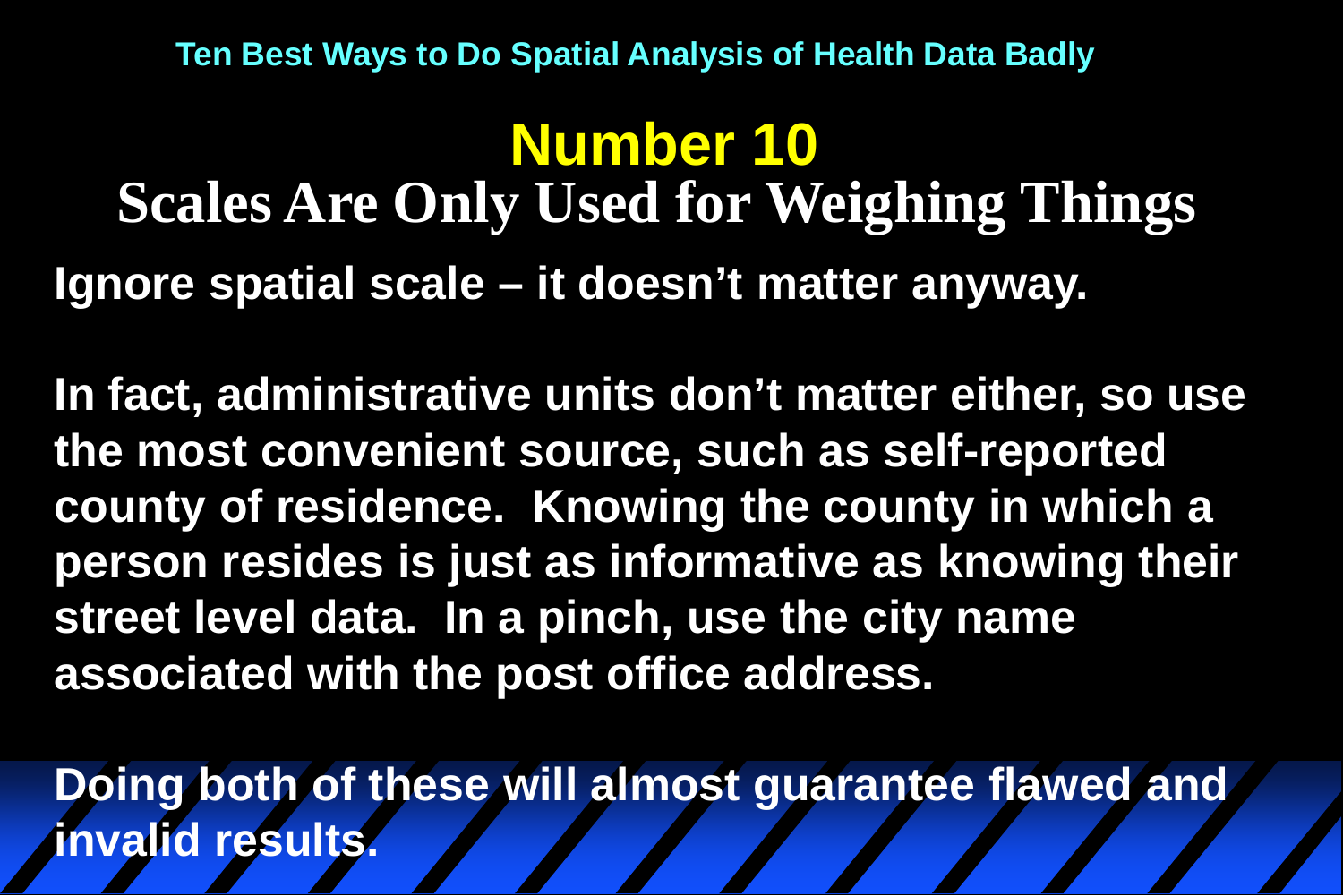Ten Best Ways to Do Spatial Analysis of Health Data Badly

# Number 10

## Scales Are Only Used for Weighing Things

**Ignore spatial scale – it doesn't matter anyway.**

**In fact, administrative units don't matter either, so use the most convenient source, such as self-reported county of residence. Knowing the county in which a person resides is just as informative as knowing their street level data. In a pinch, use the city name associated with the post office address.**

**Doing both of these will almost guarantee flawed and invalid results.**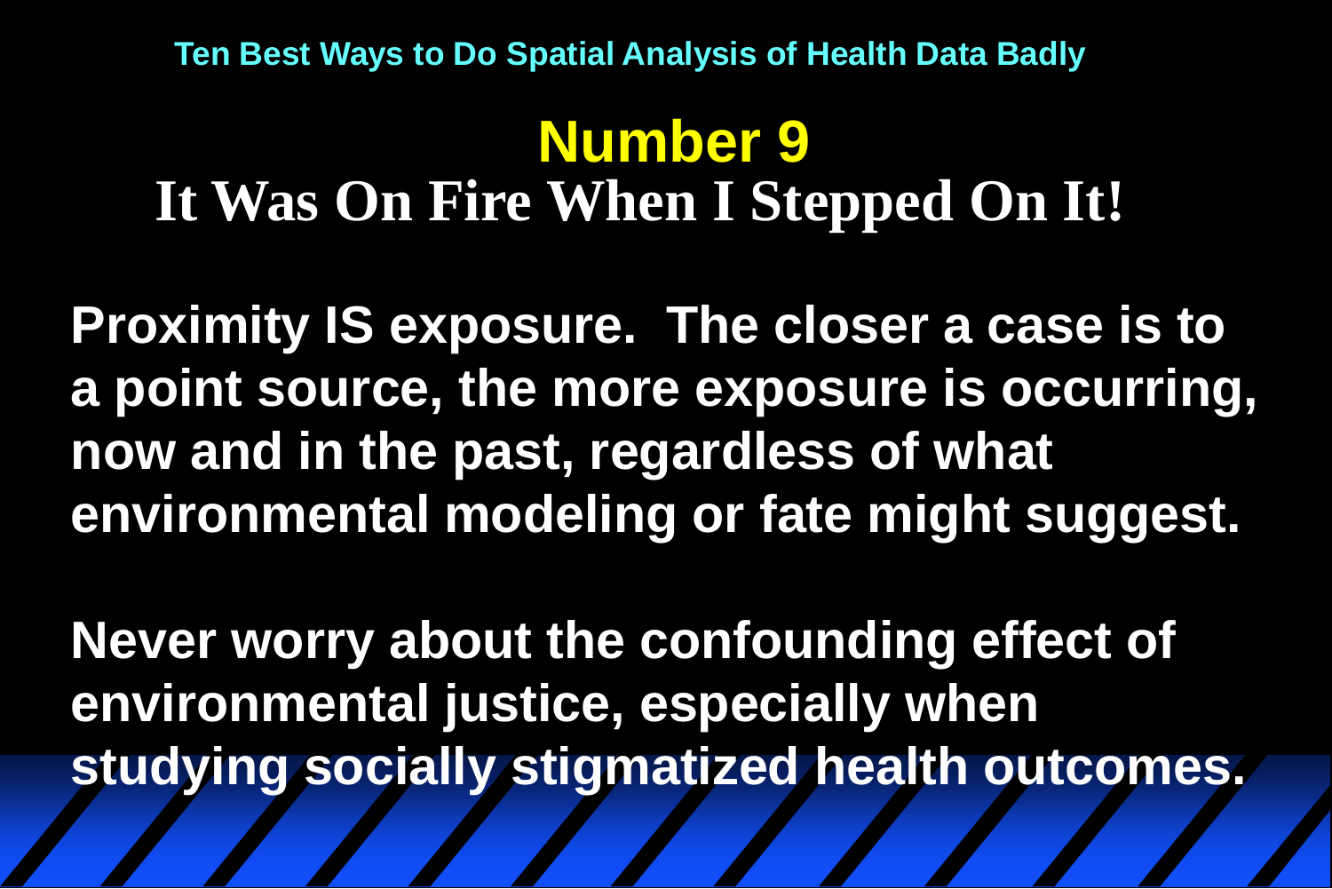Ten Best Ways to Do Spatial Analysis of Health Data Badly

# Number 9

## It Was On Fire When I Stepped On It!

**Proximity IS exposure. The closer a case is to a point source, the more exposure is occurring, now and in the past, regardless of what environmental modeling or fate might suggest.**

**Never worry about the confounding effect of environmental justice, especially when studying socially stigmatized health outcomes.**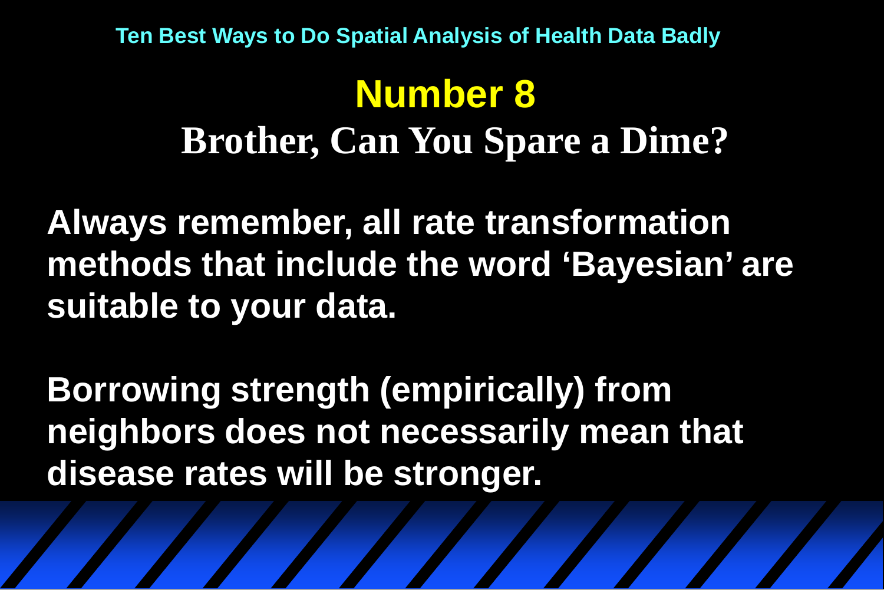Ten Best Ways to Do Spatial Analysis of Health Data Badly

# Number 8

## Brother, Can You Spare a Dime?

**Always remember, all rate transformation methods that include the word ‘Bayesian’ are suitable to your data.**

**Borrowing strength (empirically) from neighbors does not necessarily mean that disease rates will be stronger.**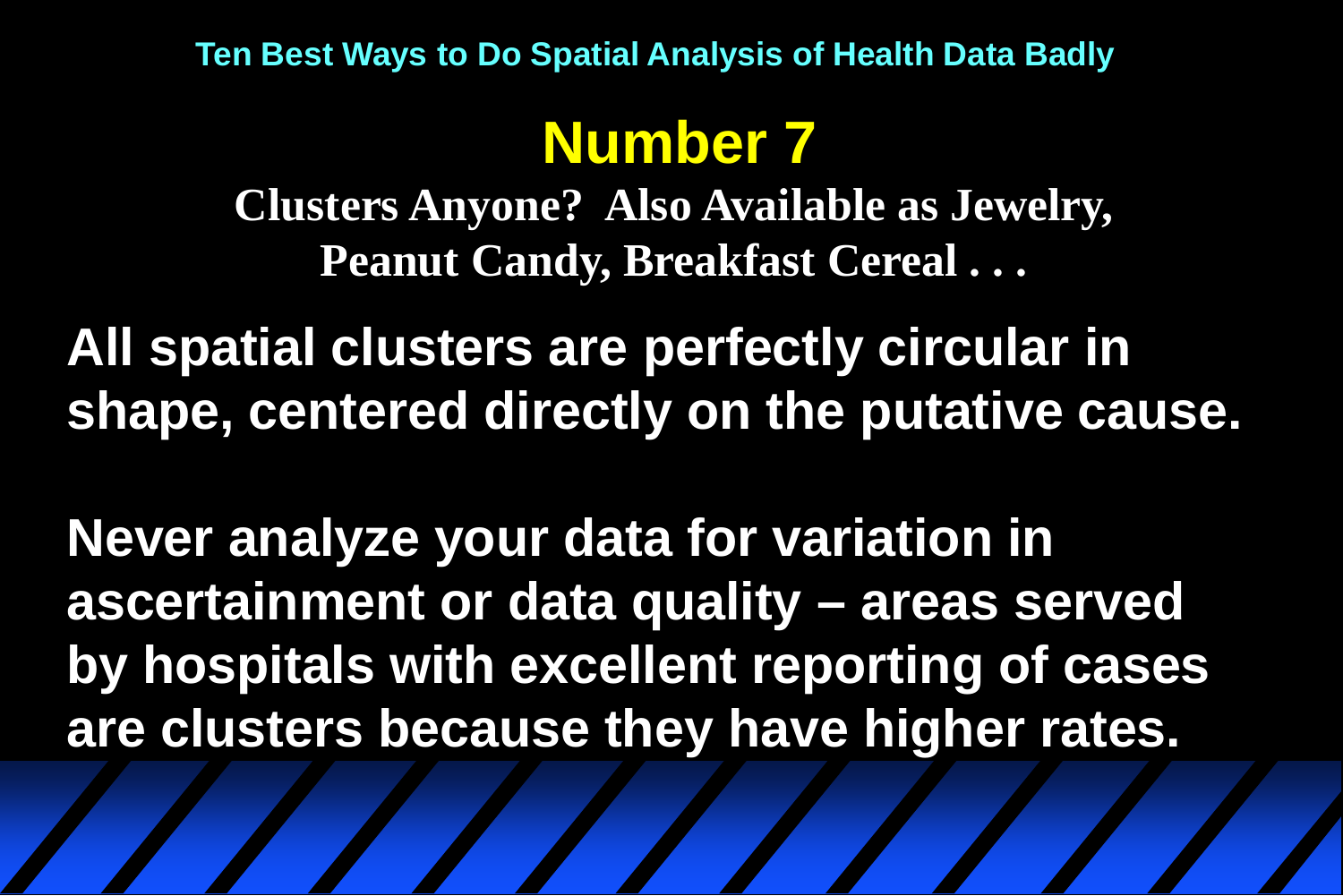Ten Best Ways to Do Spatial Analysis of Health Data Badly

# Number 7

## Clusters Anyone? Also Available as Jewelry, Peanut Candy, Breakfast Cereal . . .

**All spatial clusters are perfectly circular in shape, centered directly on the putative cause.**

**Never analyze your data for variation in ascertainment or data quality – areas served by hospitals with excellent reporting of cases are clusters because they have higher rates.**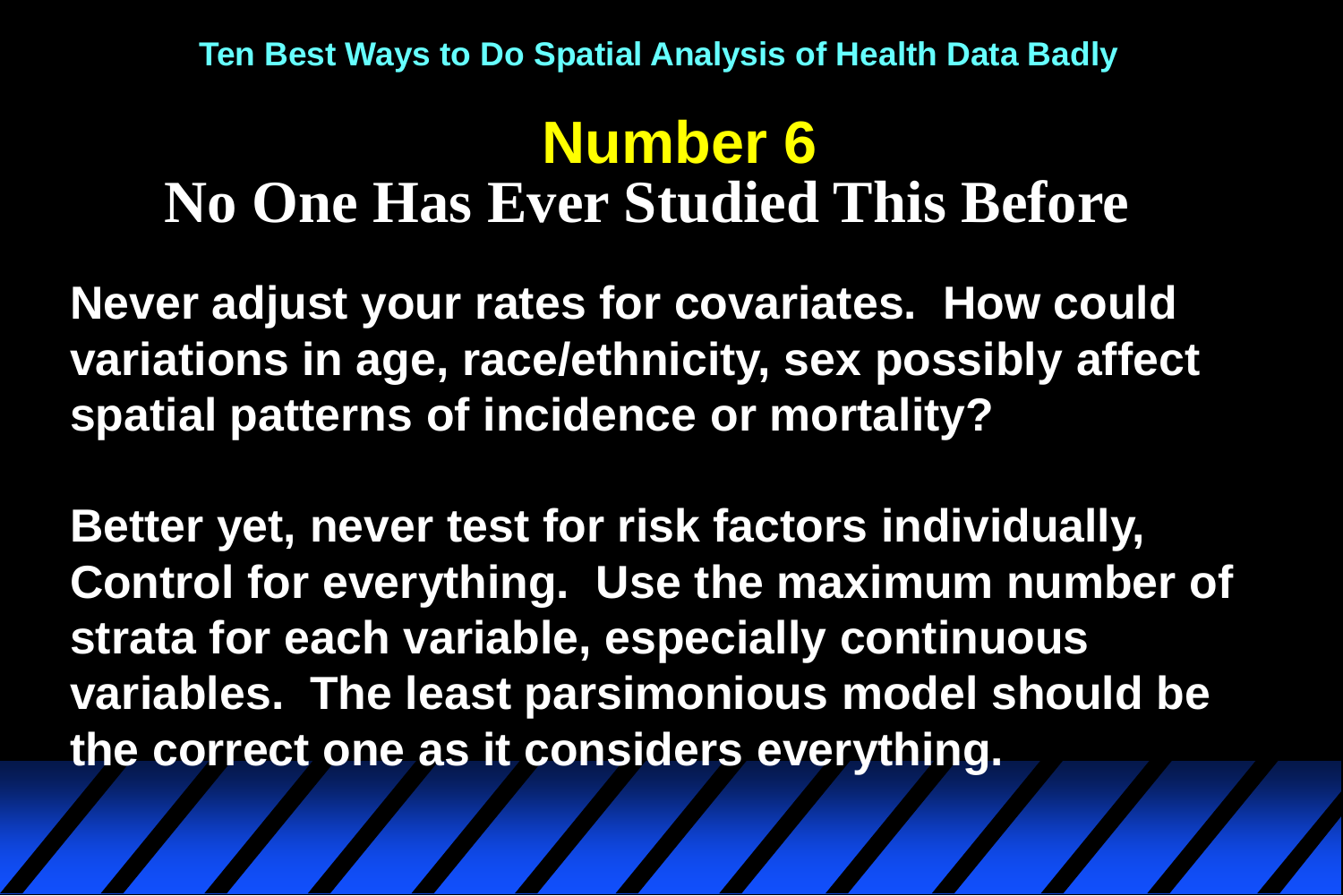Ten Best Ways to Do Spatial Analysis of Health Data Badly

# Number 6

## No One Has Ever Studied This Before

**Never adjust your rates for covariates. How could variations in age, race/ethnicity, sex possibly affect spatial patterns of incidence or mortality?**

**Better yet, never test for risk factors individually, Control for everything. Use the maximum number of strata for each variable, especially continuous variables. The least parsimonious model should be the correct one as it considers everything.**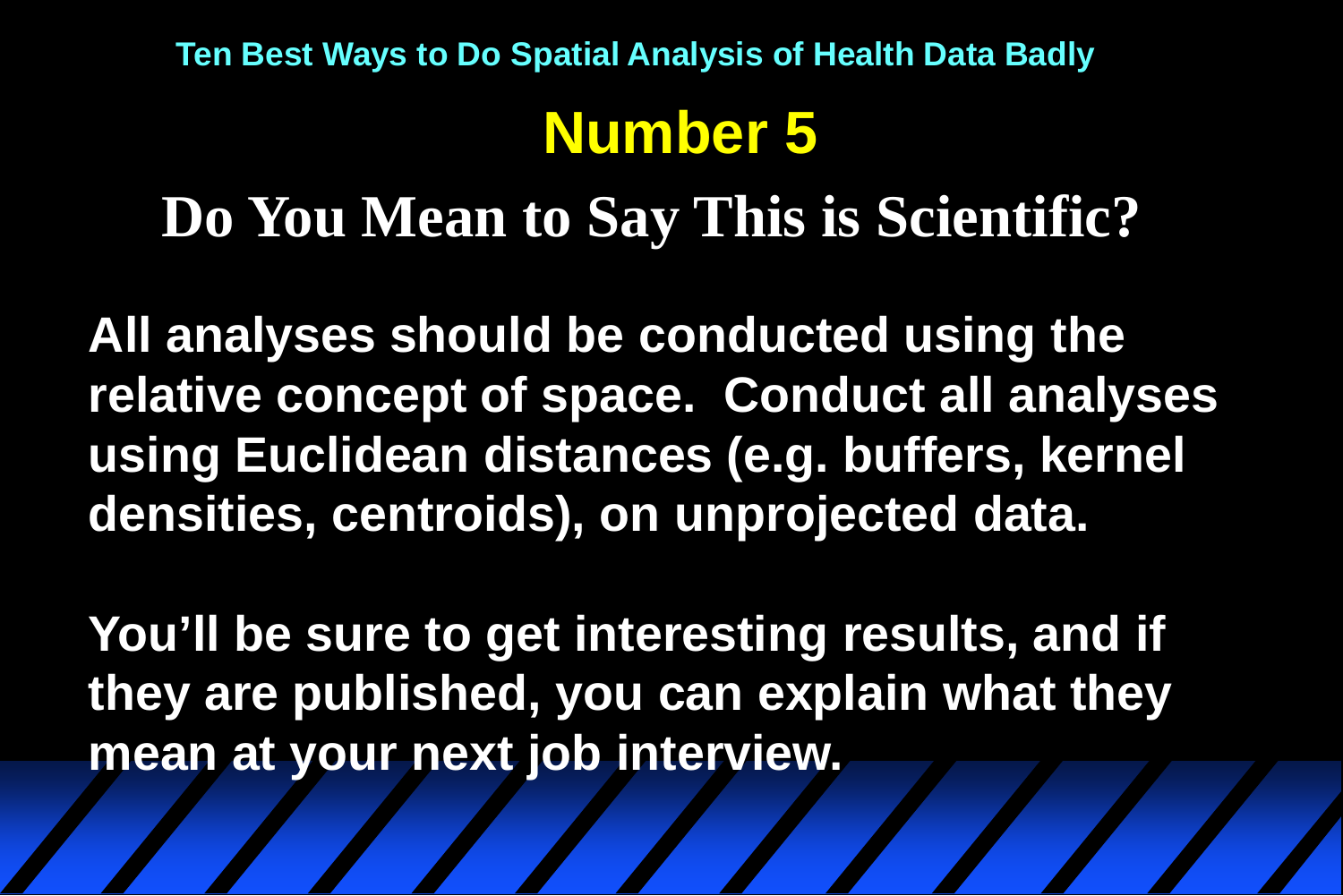Ten Best Ways to Do Spatial Analysis of Health Data Badly

# Number 5

## Do You Mean to Say This is Scientific?

**All analyses should be conducted using the relative concept of space. Conduct all analyses using Euclidean distances (e.g. buffers, kernel densities, centroids), on unprojected data.**

**You'll be sure to get interesting results, and if they are published, you can explain what they mean at your next job interview.**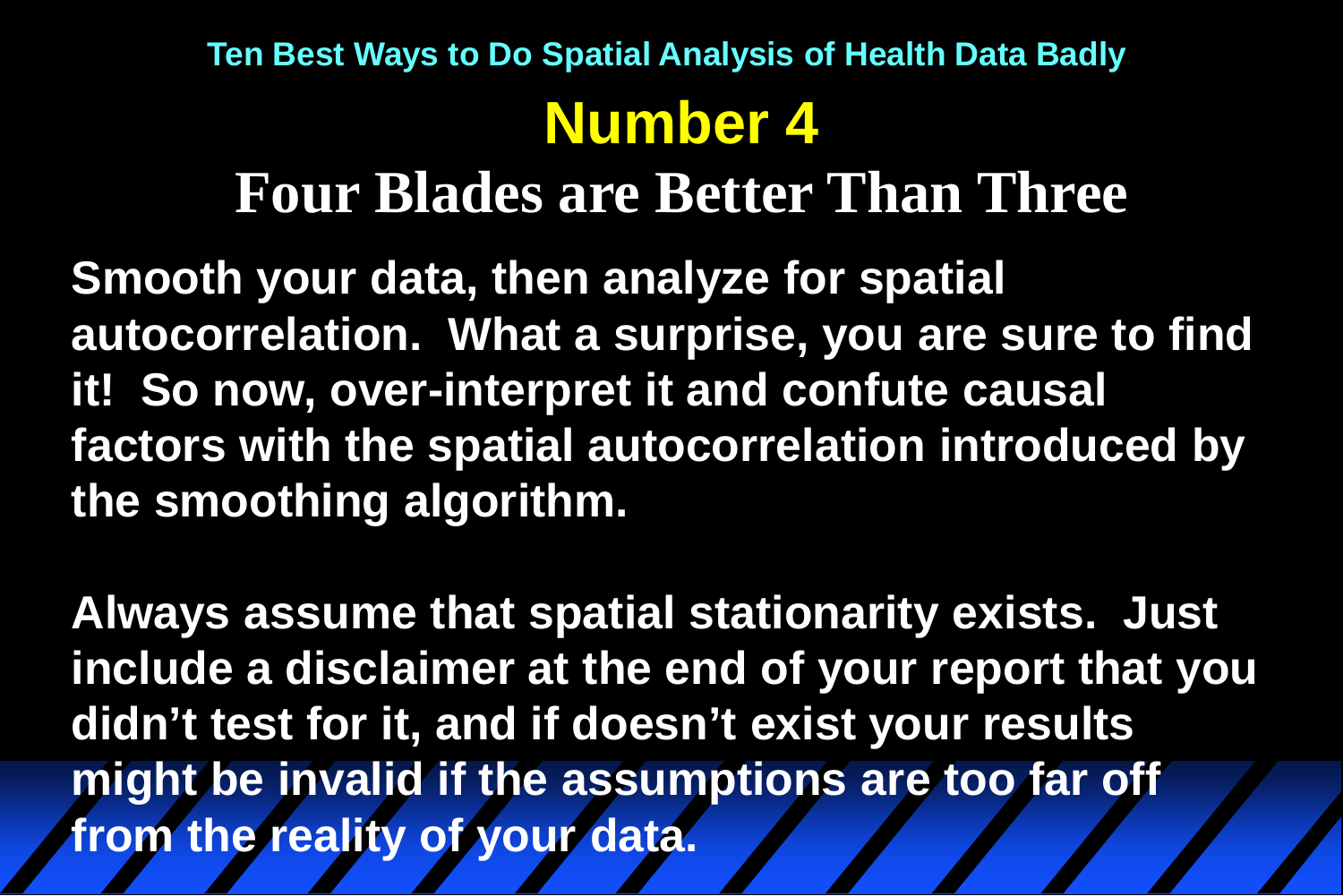Ten Best Ways to Do Spatial Analysis of Health Data Badly

# Number 4

## Four Blades are Better Than Three

**Smooth your data, then analyze for spatial autocorrelation. What a surprise, you are sure to find it! So now, over-interpret it and confute causal factors with the spatial autocorrelation introduced by the smoothing algorithm.**

**Always assume that spatial stationarity exists. Just include a disclaimer at the end of your report that you didn't test for it, and if doesn't exist your results might be invalid if the assumptions are too far off from the reality of your data.**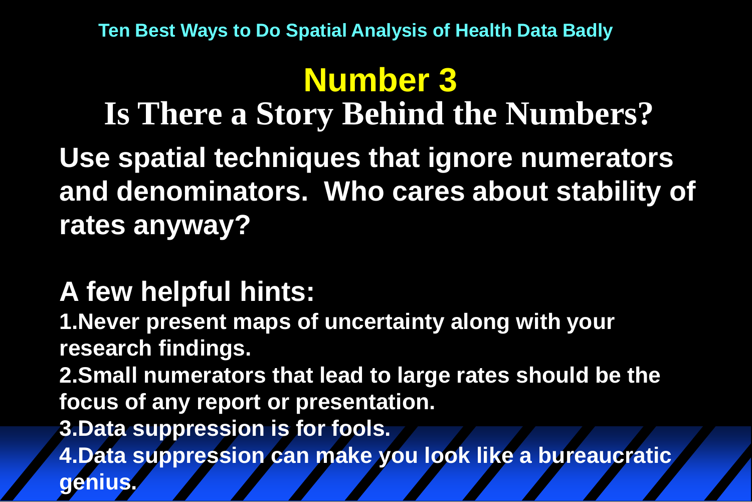Ten Best Ways to Do Spatial Analysis of Health Data Badly

# Number 3

## Is There a Story Behind the Numbers?

**Use spatial techniques that ignore numerators and denominators. Who cares about stability of rates anyway?**

**A few helpful hints:**

1. **Never present maps of uncertainty along with your research findings.**
2. **Small numerators that lead to large rates should be the focus of any report or presentation.**
3. **Data suppression is for fools.**
4. **Data suppression can make you look like a bureaucratic genius.**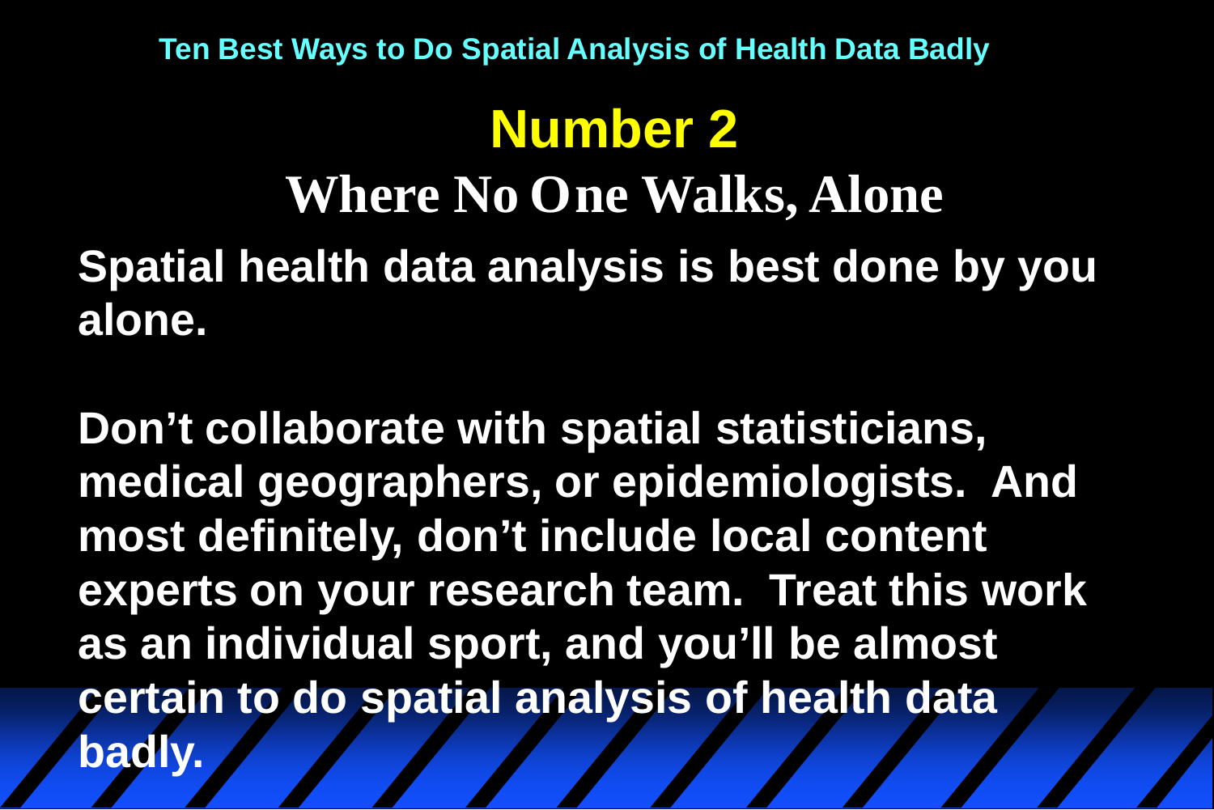Ten Best Ways to Do Spatial Analysis of Health Data Badly

# Number 2

## Where No One Walks, Alone

**Spatial health data analysis is best done by you alone.**

**Don't collaborate with spatial statisticians, medical geographers, or epidemiologists. And most definitely, don't include local content experts on your research team. Treat this work as an individual sport, and you'll be almost certain to do spatial analysis of health data badly.**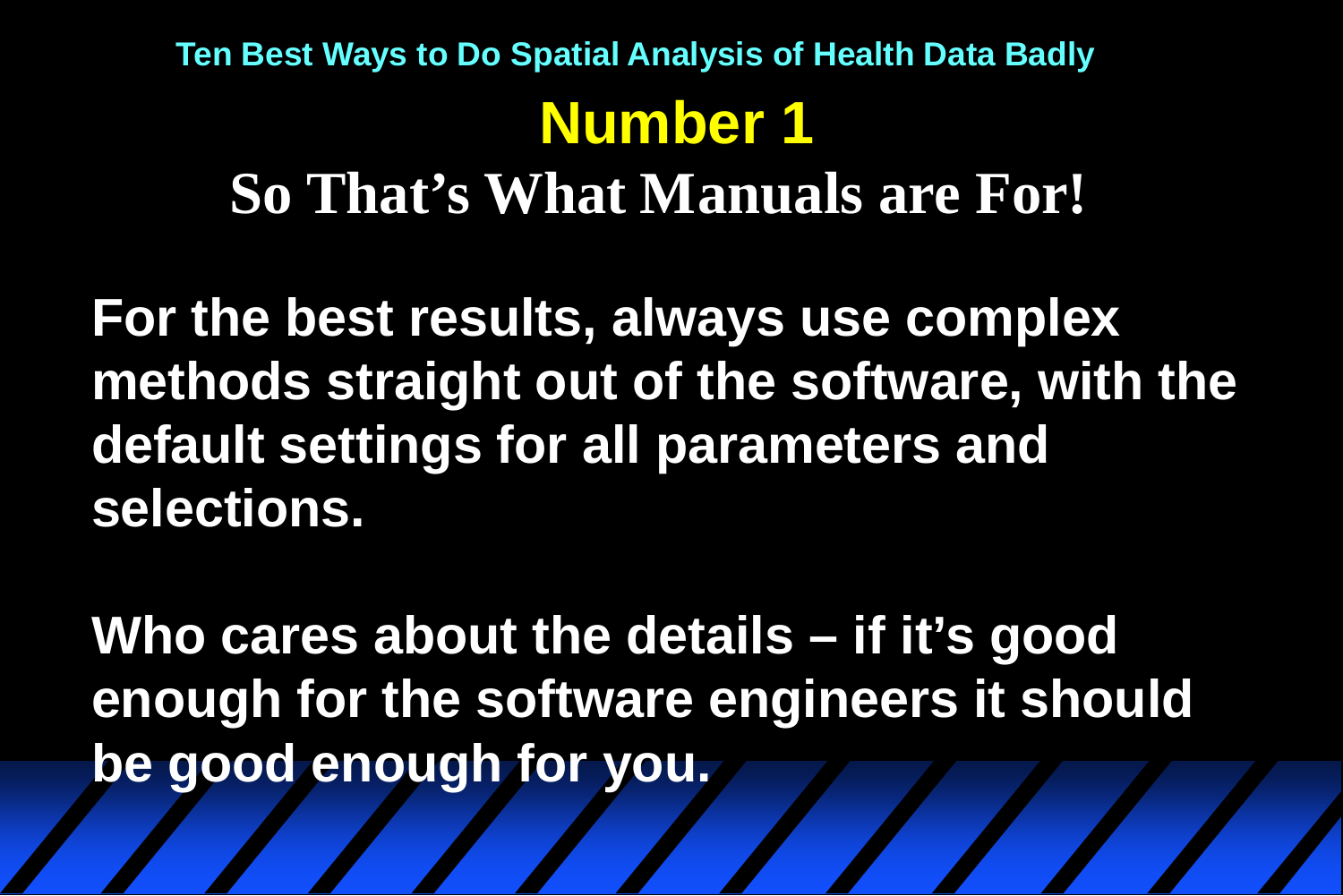Ten Best Ways to Do Spatial Analysis of Health Data Badly

# Number 1

## So That’s What Manuals are For!

**For the best results, always use complex methods straight out of the software, with the default settings for all parameters and selections.**

**Who cares about the details – if it’s good enough for the software engineers it should be good enough for you.**